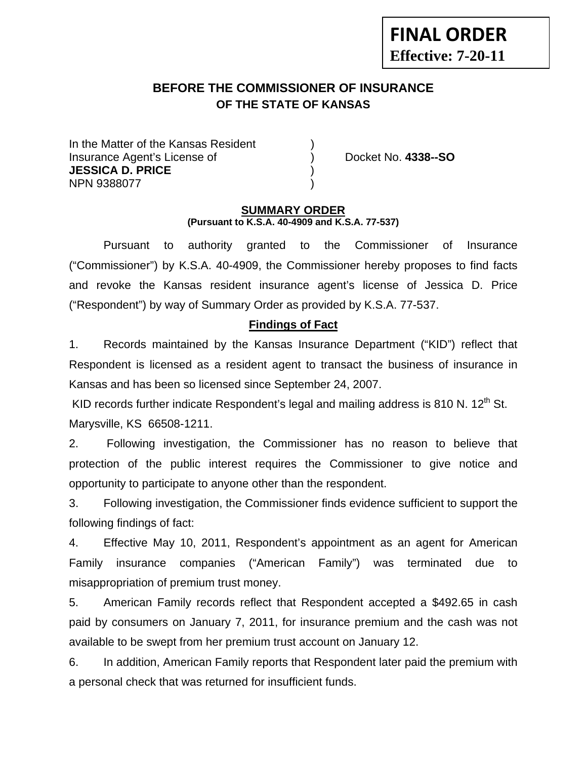**FINAL ORDER**
**Effective: 7-20-11**

## BEFORE THE COMMISSIONER OF INSURANCE
## OF THE STATE OF KANSAS

In the Matter of the Kansas Resident )
Insurance Agent's License of ) Docket No. **4338--SO**
**JESSICA D. PRICE** )
NPN 9388077 )

**SUMMARY ORDER**
**(Pursuant to K.S.A. 40-4909 and K.S.A. 77-537)**

Pursuant to authority granted to the Commissioner of Insurance ("Commissioner") by K.S.A. 40-4909, the Commissioner hereby proposes to find facts and revoke the Kansas resident insurance agent's license of Jessica D. Price ("Respondent") by way of Summary Order as provided by K.S.A. 77-537.

**Findings of Fact**

1. Records maintained by the Kansas Insurance Department ("KID") reflect that Respondent is licensed as a resident agent to transact the business of insurance in Kansas and has been so licensed since September 24, 2007.

KID records further indicate Respondent's legal and mailing address is 810 N. 12th St. Marysville, KS 66508-1211.

2. Following investigation, the Commissioner has no reason to believe that protection of the public interest requires the Commissioner to give notice and opportunity to participate to anyone other than the respondent.

3. Following investigation, the Commissioner finds evidence sufficient to support the following findings of fact:

4. Effective May 10, 2011, Respondent's appointment as an agent for American Family insurance companies ("American Family") was terminated due to misappropriation of premium trust money.

5. American Family records reflect that Respondent accepted a $492.65 in cash paid by consumers on January 7, 2011, for insurance premium and the cash was not available to be swept from her premium trust account on January 12.

6. In addition, American Family reports that Respondent later paid the premium with a personal check that was returned for insufficient funds.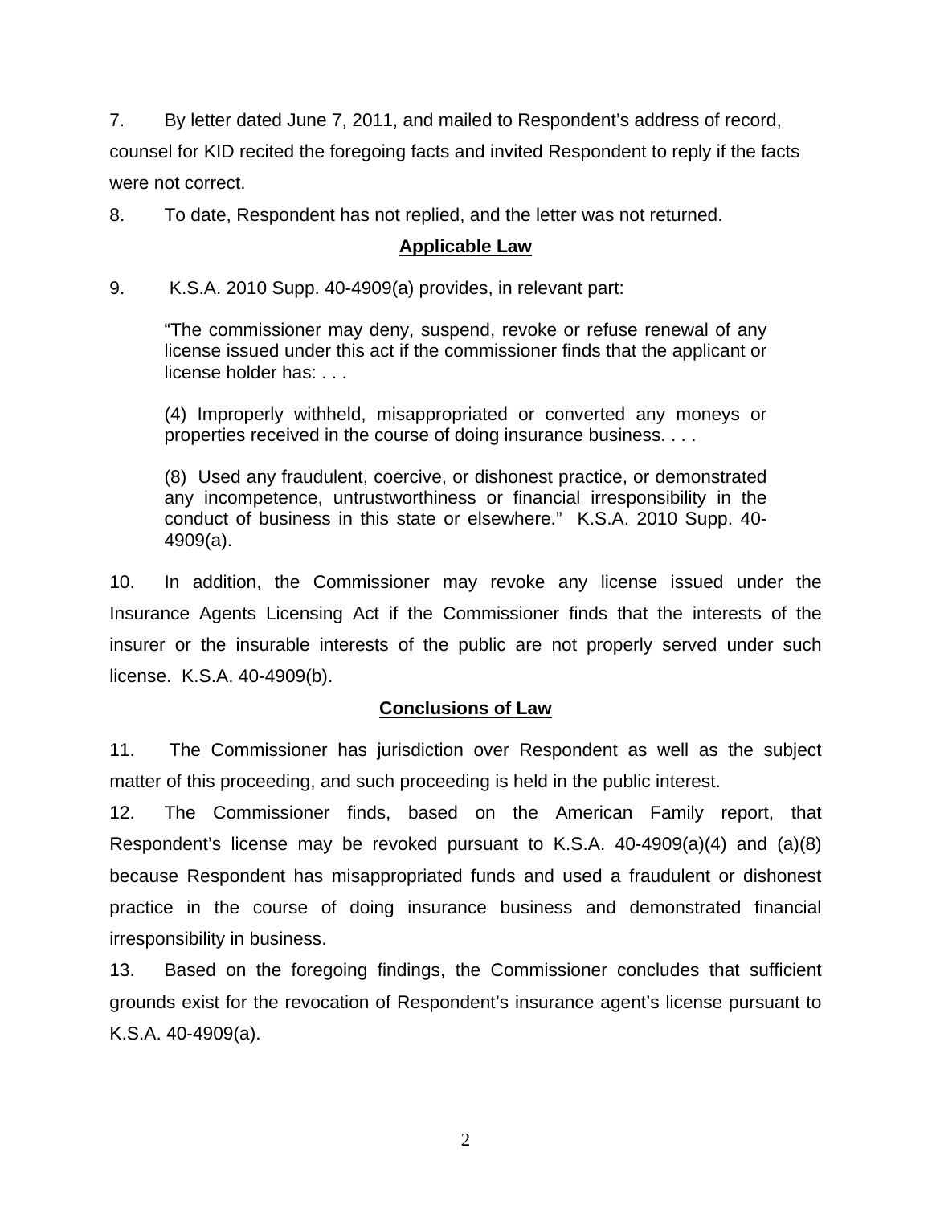7. By letter dated June 7, 2011, and mailed to Respondent's address of record, counsel for KID recited the foregoing facts and invited Respondent to reply if the facts were not correct.

8. To date, Respondent has not replied, and the letter was not returned.

## Applicable Law

9. K.S.A. 2010 Supp. 40-4909(a) provides, in relevant part:

> "The commissioner may deny, suspend, revoke or refuse renewal of any license issued under this act if the commissioner finds that the applicant or license holder has: . . .
>
> (4) Improperly withheld, misappropriated or converted any moneys or properties received in the course of doing insurance business. . . .
>
> (8) Used any fraudulent, coercive, or dishonest practice, or demonstrated any incompetence, untrustworthiness or financial irresponsibility in the conduct of business in this state or elsewhere." K.S.A. 2010 Supp. 40-4909(a).

10. In addition, the Commissioner may revoke any license issued under the Insurance Agents Licensing Act if the Commissioner finds that the interests of the insurer or the insurable interests of the public are not properly served under such license. K.S.A. 40-4909(b).

## Conclusions of Law

11. The Commissioner has jurisdiction over Respondent as well as the subject matter of this proceeding, and such proceeding is held in the public interest.

12. The Commissioner finds, based on the American Family report, that Respondent's license may be revoked pursuant to K.S.A. 40-4909(a)(4) and (a)(8) because Respondent has misappropriated funds and used a fraudulent or dishonest practice in the course of doing insurance business and demonstrated financial irresponsibility in business.

13. Based on the foregoing findings, the Commissioner concludes that sufficient grounds exist for the revocation of Respondent's insurance agent's license pursuant to K.S.A. 40-4909(a).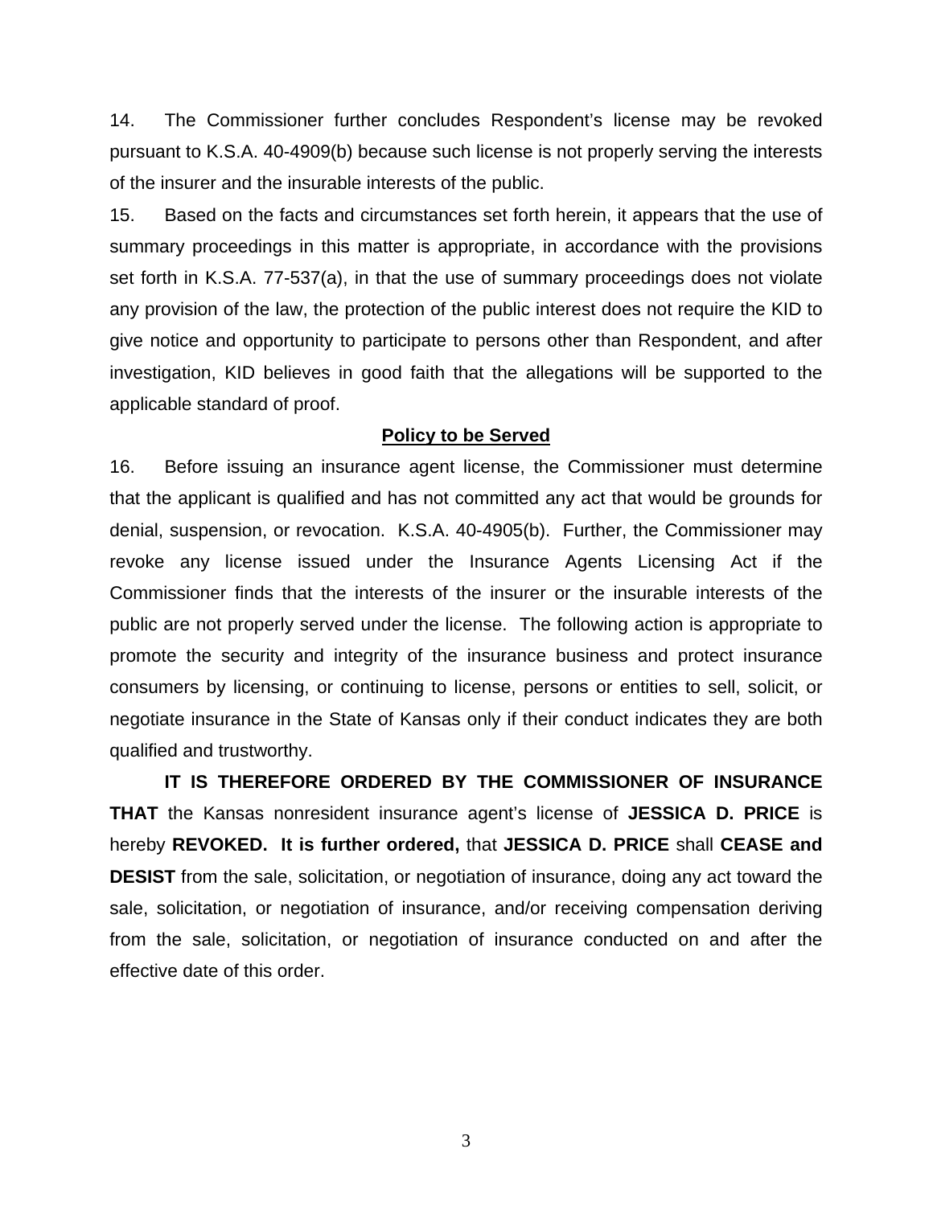14. The Commissioner further concludes Respondent's license may be revoked pursuant to K.S.A. 40-4909(b) because such license is not properly serving the interests of the insurer and the insurable interests of the public.

15. Based on the facts and circumstances set forth herein, it appears that the use of summary proceedings in this matter is appropriate, in accordance with the provisions set forth in K.S.A. 77-537(a), in that the use of summary proceedings does not violate any provision of the law, the protection of the public interest does not require the KID to give notice and opportunity to participate to persons other than Respondent, and after investigation, KID believes in good faith that the allegations will be supported to the applicable standard of proof.

## Policy to be Served

16. Before issuing an insurance agent license, the Commissioner must determine that the applicant is qualified and has not committed any act that would be grounds for denial, suspension, or revocation. K.S.A. 40-4905(b). Further, the Commissioner may revoke any license issued under the Insurance Agents Licensing Act if the Commissioner finds that the interests of the insurer or the insurable interests of the public are not properly served under the license. The following action is appropriate to promote the security and integrity of the insurance business and protect insurance consumers by licensing, or continuing to license, persons or entities to sell, solicit, or negotiate insurance in the State of Kansas only if their conduct indicates they are both qualified and trustworthy.

**IT IS THEREFORE ORDERED BY THE COMMISSIONER OF INSURANCE THAT** the Kansas nonresident insurance agent's license of **JESSICA D. PRICE** is hereby **REVOKED. It is further ordered,** that **JESSICA D. PRICE** shall **CEASE and DESIST** from the sale, solicitation, or negotiation of insurance, doing any act toward the sale, solicitation, or negotiation of insurance, and/or receiving compensation deriving from the sale, solicitation, or negotiation of insurance conducted on and after the effective date of this order.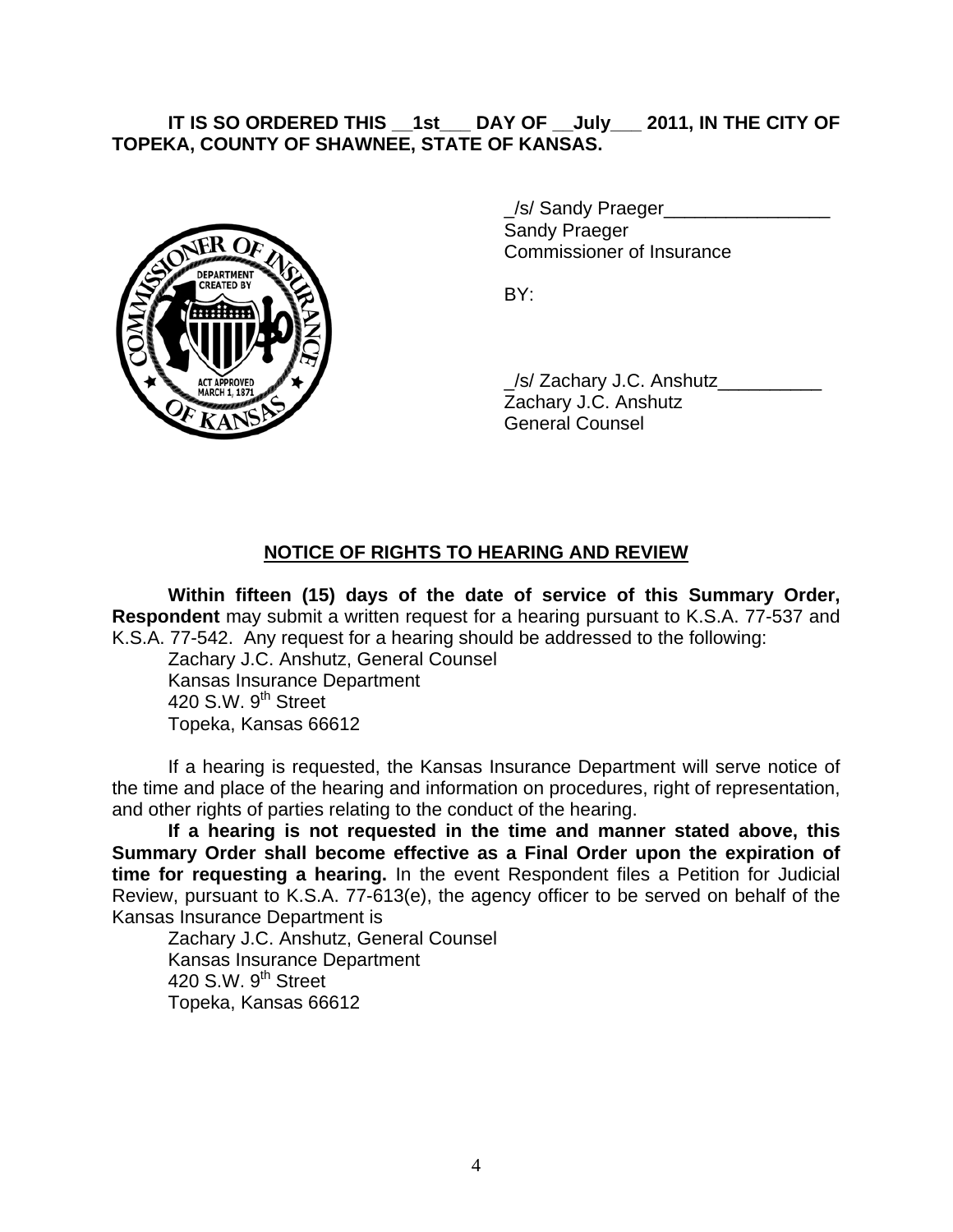**IT IS SO ORDERED THIS __1st___ DAY OF __July___ 2011, IN THE CITY OF TOPEKA, COUNTY OF SHAWNEE, STATE OF KANSAS.**

_/s/ Sandy Praeger________________
Sandy Praeger
Commissioner of Insurance

BY:

_/s/ Zachary J.C. Anshutz__________
Zachary J.C. Anshutz
General Counsel

## NOTICE OF RIGHTS TO HEARING AND REVIEW

**Within fifteen (15) days of the date of service of this Summary Order, Respondent** may submit a written request for a hearing pursuant to K.S.A. 77-537 and K.S.A. 77-542. Any request for a hearing should be addressed to the following:

Zachary J.C. Anshutz, General Counsel
Kansas Insurance Department
420 S.W. 9th Street
Topeka, Kansas 66612

If a hearing is requested, the Kansas Insurance Department will serve notice of the time and place of the hearing and information on procedures, right of representation, and other rights of parties relating to the conduct of the hearing.

**If a hearing is not requested in the time and manner stated above, this Summary Order shall become effective as a Final Order upon the expiration of time for requesting a hearing.** In the event Respondent files a Petition for Judicial Review, pursuant to K.S.A. 77-613(e), the agency officer to be served on behalf of the Kansas Insurance Department is

Zachary J.C. Anshutz, General Counsel
Kansas Insurance Department
420 S.W. 9th Street
Topeka, Kansas 66612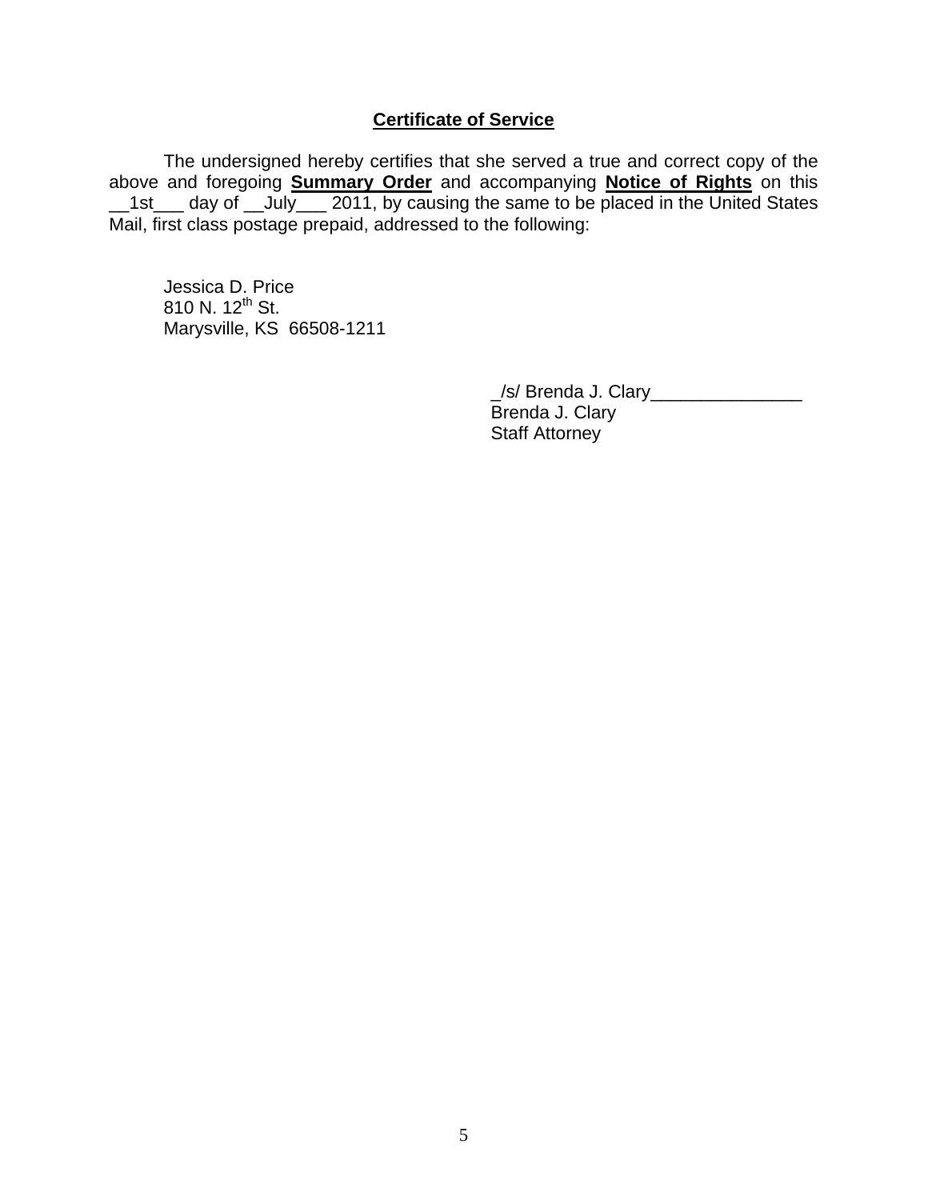**Certificate of Service**

The undersigned hereby certifies that she served a true and correct copy of the above and foregoing **Summary Order** and accompanying **Notice of Rights** on this __1st___ day of __July___ 2011, by causing the same to be placed in the United States Mail, first class postage prepaid, addressed to the following:

Jessica D. Price  
810 N. 12th St.  
Marysville, KS 66508-1211

_/s/ Brenda J. Clary_______________  
Brenda J. Clary  
Staff Attorney